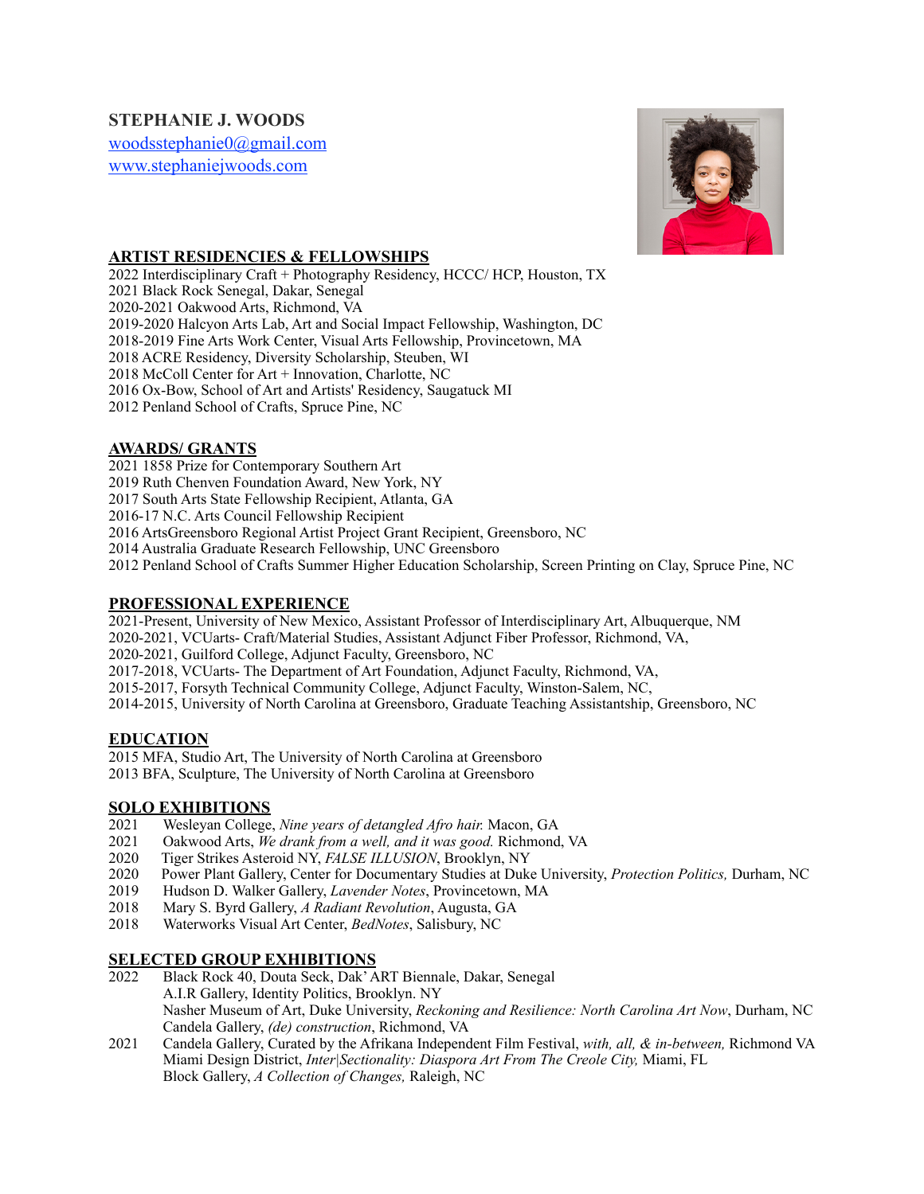# STEPHANIE J. WOODS

woodsstephanie0@gmail.com
www.stephaniejwoods.com

## ARTIST RESIDENCIES & FELLOWSHIPS

2022 Interdisciplinary Craft + Photography Residency, HCCC/ HCP, Houston, TX
2021 Black Rock Senegal, Dakar, Senegal
2020-2021 Oakwood Arts, Richmond, VA
2019-2020 Halcyon Arts Lab, Art and Social Impact Fellowship, Washington, DC
2018-2019 Fine Arts Work Center, Visual Arts Fellowship, Provincetown, MA
2018 ACRE Residency, Diversity Scholarship, Steuben, WI
2018 McColl Center for Art + Innovation, Charlotte, NC
2016 Ox-Bow, School of Art and Artists' Residency, Saugatuck MI
2012 Penland School of Crafts, Spruce Pine, NC

## AWARDS/ GRANTS

2021 1858 Prize for Contemporary Southern Art
2019 Ruth Chenven Foundation Award, New York, NY
2017 South Arts State Fellowship Recipient, Atlanta, GA
2016-17 N.C. Arts Council Fellowship Recipient
2016 ArtsGreensboro Regional Artist Project Grant Recipient, Greensboro, NC
2014 Australia Graduate Research Fellowship, UNC Greensboro
2012 Penland School of Crafts Summer Higher Education Scholarship, Screen Printing on Clay, Spruce Pine, NC

## PROFESSIONAL EXPERIENCE

2021-Present, University of New Mexico, Assistant Professor of Interdisciplinary Art, Albuquerque, NM
2020-2021, VCUarts- Craft/Material Studies, Assistant Adjunct Fiber Professor, Richmond, VA,
2020-2021, Guilford College, Adjunct Faculty, Greensboro, NC
2017-2018, VCUarts- The Department of Art Foundation, Adjunct Faculty, Richmond, VA,
2015-2017, Forsyth Technical Community College, Adjunct Faculty, Winston-Salem, NC,
2014-2015, University of North Carolina at Greensboro, Graduate Teaching Assistantship, Greensboro, NC

## EDUCATION

2015 MFA, Studio Art, The University of North Carolina at Greensboro
2013 BFA, Sculpture, The University of North Carolina at Greensboro

## SOLO EXHIBITIONS

2021 Wesleyan College, *Nine years of detangled Afro hair.* Macon, GA
2021 Oakwood Arts, *We drank from a well, and it was good.* Richmond, VA
2020 Tiger Strikes Asteroid NY, *FALSE ILLUSION*, Brooklyn, NY
2020 Power Plant Gallery, Center for Documentary Studies at Duke University, *Protection Politics,* Durham, NC
2019 Hudson D. Walker Gallery, *Lavender Notes*, Provincetown, MA
2018 Mary S. Byrd Gallery, *A Radiant Revolution*, Augusta, GA
2018 Waterworks Visual Art Center, *BedNotes*, Salisbury, NC

## SELECTED GROUP EXHIBITIONS

2022 Black Rock 40, Douta Seck, Dak' ART Biennale, Dakar, Senegal
A.I.R Gallery, Identity Politics, Brooklyn. NY
Nasher Museum of Art, Duke University, *Reckoning and Resilience: North Carolina Art Now*, Durham, NC
Candela Gallery, *(de) construction*, Richmond, VA

2021 Candela Gallery, Curated by the Afrikana Independent Film Festival, *with, all, & in-between,* Richmond VA
Miami Design District, *Inter|Sectionality: Diaspora Art From The Creole City,* Miami, FL
Block Gallery, *A Collection of Changes,* Raleigh, NC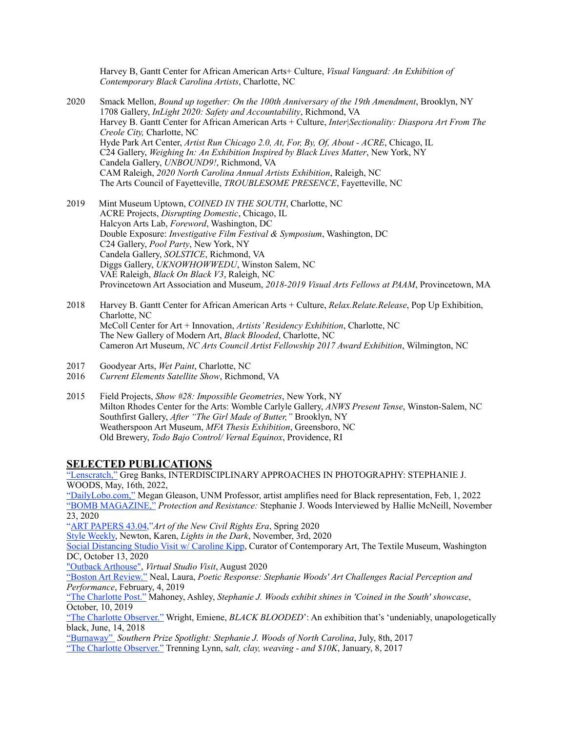Harvey B, Gantt Center for African American Arts+ Culture, *Visual Vanguard: An Exhibition of Contemporary Black Carolina Artists*, Charlotte, NC

2020 Smack Mellon, *Bound up together: On the 100th Anniversary of the 19th Amendment*, Brooklyn, NY
1708 Gallery, *InLight 2020: Safety and Accountability*, Richmond, VA
Harvey B. Gantt Center for African American Arts + Culture, *Inter|Sectionality: Diaspora Art From The Creole City,* Charlotte, NC
Hyde Park Art Center, *Artist Run Chicago 2.0, At, For, By, Of, About - ACRE*, Chicago, IL
C24 Gallery, *Weighing In: An Exhibition Inspired by Black Lives Matter*, New York, NY
Candela Gallery, *UNBOUND9!*, Richmond, VA
CAM Raleigh, *2020 North Carolina Annual Artists Exhibition*, Raleigh, NC
The Arts Council of Fayetteville, *TROUBLESOME PRESENCE*, Fayetteville, NC

2019 Mint Museum Uptown, *COINED IN THE SOUTH*, Charlotte, NC
ACRE Projects, *Disrupting Domestic*, Chicago, IL
Halcyon Arts Lab, *Foreword*, Washington, DC
Double Exposure: *Investigative Film Festival & Symposium*, Washington, DC
C24 Gallery, *Pool Party*, New York, NY
Candela Gallery, *SOLSTICE*, Richmond, VA
Diggs Gallery, *UKNOWHOWWEDU*, Winston Salem, NC
VAE Raleigh, *Black On Black V3*, Raleigh, NC
Provincetown Art Association and Museum, *2018-2019 Visual Arts Fellows at PAAM*, Provincetown, MA

2018 Harvey B. Gantt Center for African American Arts + Culture, *Relax.Relate.Release*, Pop Up Exhibition, Charlotte, NC
McColl Center for Art + Innovation, *Artists' Residency Exhibition*, Charlotte, NC
The New Gallery of Modern Art, *Black Blooded*, Charlotte, NC
Cameron Art Museum, *NC Arts Council Artist Fellowship 2017 Award Exhibition*, Wilmington, NC

2017 Goodyear Arts, *Wet Paint*, Charlotte, NC
2016 *Current Elements Satellite Show*, Richmond, VA

2015 Field Projects, *Show #28: Impossible Geometries*, New York, NY
Milton Rhodes Center for the Arts: Womble Carlyle Gallery, *ANWS Present Tense*, Winston-Salem, NC
Southfirst Gallery, *After "The Girl Made of Butter,"* Brooklyn, NY
Weatherspoon Art Museum, *MFA Thesis Exhibition*, Greensboro, NC
Old Brewery, *Todo Bajo Control/ Vernal Equinox*, Providence, RI

## SELECTED PUBLICATIONS

"Lenscratch," Greg Banks, INTERDISCIPLINARY APPROACHES IN PHOTOGRAPHY: STEPHANIE J. WOODS, May, 16th, 2022,
"DailyLobo.com," Megan Gleason, UNM Professor, artist amplifies need for Black representation, Feb, 1, 2022
"BOMB MAGAZINE," *Protection and Resistance:* Stephanie J. Woods Interviewed by Hallie McNeill, November 23, 2020
"ART PAPERS 43.04,"*Art of the New Civil Rights Era*, Spring 2020
Style Weekly, Newton, Karen, *Lights in the Dark*, November, 3rd, 2020
Social Distancing Studio Visit w/ Caroline Kipp, Curator of Contemporary Art, The Textile Museum, Washington DC, October 13, 2020
"Outback Arthouse", *Virtual Studio Visit*, August 2020
"Boston Art Review." Neal, Laura, *Poetic Response: Stephanie Woods' Art Challenges Racial Perception and Performance*, February, 4, 2019
"The Charlotte Post." Mahoney, Ashley, *Stephanie J. Woods exhibit shines in 'Coined in the South' showcase*, October, 10, 2019
"The Charlotte Observer." Wright, Emiene, *BLACK BLOODED*': An exhibition that's 'undeniably, unapologetically black, June, 14, 2018
"Burnaway" *Southern Prize Spotlight: Stephanie J. Woods of North Carolina*, July, 8th, 2017
"The Charlotte Observer." Trenning Lynn, s*alt, clay, weaving - and $10K*, January, 8, 2017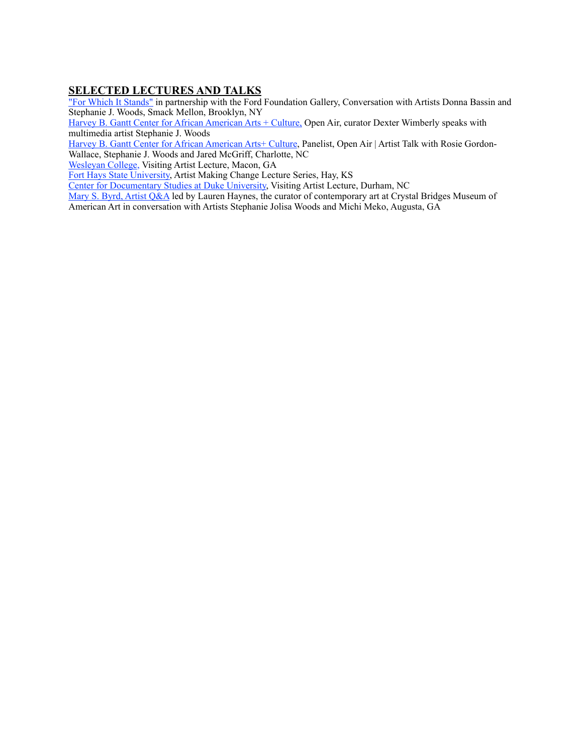## SELECTED LECTURES AND TALKS

"For Which It Stands" in partnership with the Ford Foundation Gallery, Conversation with Artists Donna Bassin and Stephanie J. Woods, Smack Mellon, Brooklyn, NY

Harvey B. Gantt Center for African American Arts + Culture, Open Air, curator Dexter Wimberly speaks with multimedia artist Stephanie J. Woods

Harvey B. Gantt Center for African American Arts+ Culture, Panelist, Open Air | Artist Talk with Rosie Gordon-Wallace, Stephanie J. Woods and Jared McGriff, Charlotte, NC

Wesleyan College, Visiting Artist Lecture, Macon, GA

Fort Hays State University, Artist Making Change Lecture Series, Hay, KS

Center for Documentary Studies at Duke University, Visiting Artist Lecture, Durham, NC

Mary S. Byrd, Artist Q&A led by Lauren Haynes, the curator of contemporary art at Crystal Bridges Museum of American Art in conversation with Artists Stephanie Jolisa Woods and Michi Meko, Augusta, GA